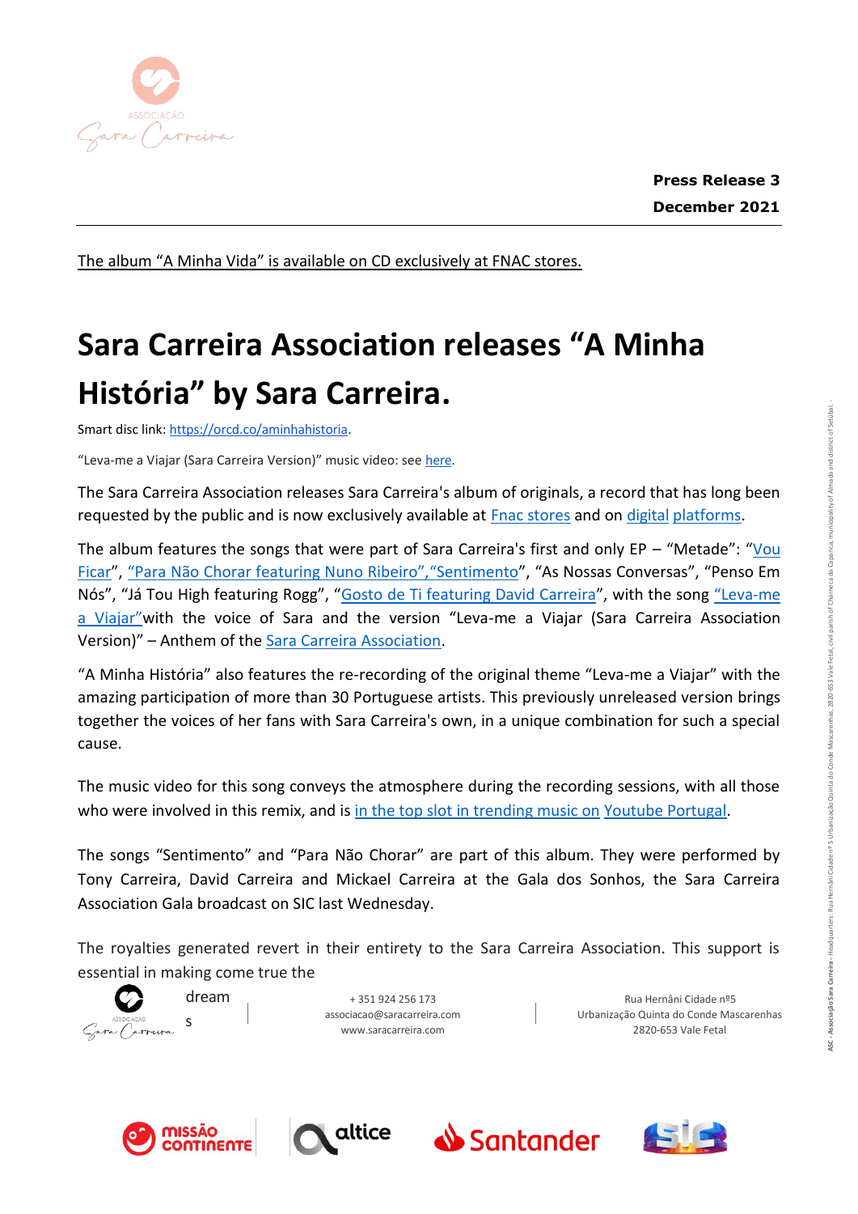**Press Release 3**

**December 2021**

The album "A Minha Vida" is available on CD exclusively at FNAC stores.

# Sara Carreira Association releases "A Minha História" by Sara Carreira.

Smart disc link: https://orcd.co/aminhahistoria.

"Leva-me a Viajar (Sara Carreira Version)" music video: see here.

The Sara Carreira Association releases Sara Carreira's album of originals, a record that has long been requested by the public and is now exclusively available at Fnac stores and on digital platforms.

The album features the songs that were part of Sara Carreira's first and only EP – "Metade": "Vou Ficar", "Para Não Chorar featuring Nuno Ribeiro","Sentimento", "As Nossas Conversas", "Penso Em Nós", "Já Tou High featuring Rogg", "Gosto de Ti featuring David Carreira", with the song "Leva-me a Viajar"with the voice of Sara and the version "Leva-me a Viajar (Sara Carreira Association Version)" – Anthem of the Sara Carreira Association.

"A Minha História" also features the re-recording of the original theme "Leva-me a Viajar" with the amazing participation of more than 30 Portuguese artists. This previously unreleased version brings together the voices of her fans with Sara Carreira's own, in a unique combination for such a special cause.

The music video for this song conveys the atmosphere during the recording sessions, with all those who were involved in this remix, and is in the top slot in trending music on Youtube Portugal.

The songs "Sentimento" and "Para Não Chorar" are part of this album. They were performed by Tony Carreira, David Carreira and Mickael Carreira at the Gala dos Sonhos, the Sara Carreira Association Gala broadcast on SIC last Wednesday.

The royalties generated revert in their entirety to the Sara Carreira Association. This support is essential in making come true the dreams

+ 351 924 256 173
associacao@saracarreira.com
www.saracarreira.com

Rua Hernâni Cidade nº5
Urbanização Quinta do Conde Mascarenhas
2820-653 Vale Fetal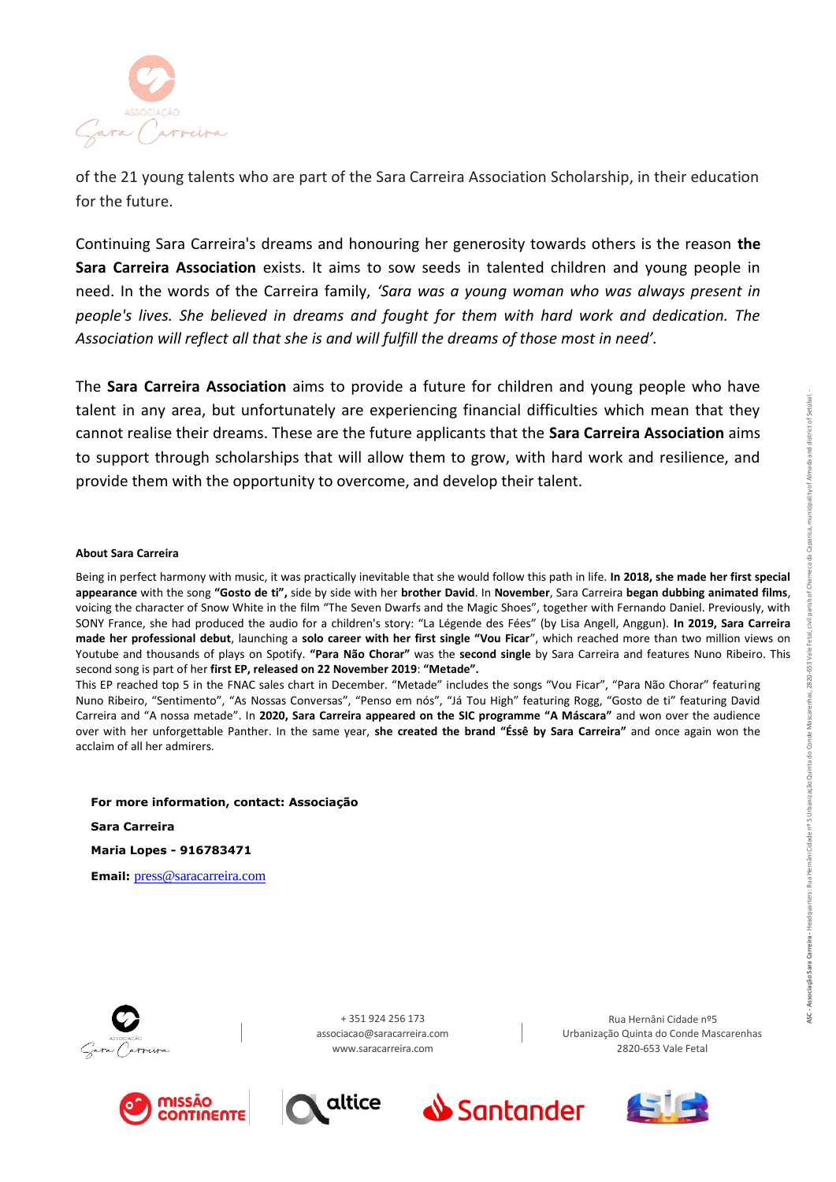of the 21 young talents who are part of the Sara Carreira Association Scholarship, in their education for the future.

Continuing Sara Carreira's dreams and honouring her generosity towards others is the reason **the Sara Carreira Association** exists. It aims to sow seeds in talented children and young people in need. In the words of the Carreira family, *'Sara was a young woman who was always present in people's lives. She believed in dreams and fought for them with hard work and dedication. The Association will reflect all that she is and will fulfill the dreams of those most in need'.*

The **Sara Carreira Association** aims to provide a future for children and young people who have talent in any area, but unfortunately are experiencing financial difficulties which mean that they cannot realise their dreams. These are the future applicants that the **Sara Carreira Association** aims to support through scholarships that will allow them to grow, with hard work and resilience, and provide them with the opportunity to overcome, and develop their talent.

**About Sara Carreira**

Being in perfect harmony with music, it was practically inevitable that she would follow this path in life. **In 2018, she made her first special appearance** with the song **"Gosto de ti",** side by side with her **brother David**. In **November**, Sara Carreira **began dubbing animated films**, voicing the character of Snow White in the film "The Seven Dwarfs and the Magic Shoes", together with Fernando Daniel. Previously, with SONY France, she had produced the audio for a children's story: "La Légende des Fées" (by Lisa Angell, Anggun). **In 2019, Sara Carreira made her professional debut**, launching a **solo career with her first single "Vou Ficar**", which reached more than two million views on Youtube and thousands of plays on Spotify. **"Para Não Chorar"** was the **second single** by Sara Carreira and features Nuno Ribeiro. This second song is part of her **first EP, released on 22 November 2019**: **"Metade".**

This EP reached top 5 in the FNAC sales chart in December. "Metade" includes the songs "Vou Ficar", "Para Não Chorar" featuring Nuno Ribeiro, "Sentimento", "As Nossas Conversas", "Penso em nós", "Já Tou High" featuring Rogg, "Gosto de ti" featuring David Carreira and "A nossa metade". In **2020, Sara Carreira appeared on the SIC programme "A Máscara"** and won over the audience over with her unforgettable Panther. In the same year, **she created the brand "Éssê by Sara Carreira"** and once again won the acclaim of all her admirers.

**For more information, contact: Associação Sara Carreira**

**Maria Lopes - 916783471**

**Email:** press@saracarreira.com

+ 351 924 256 173
associacao@saracarreira.com
www.saracarreira.com

Rua Hernâni Cidade nº5
Urbanização Quinta do Conde Mascarenhas
2820-653 Vale Fetal